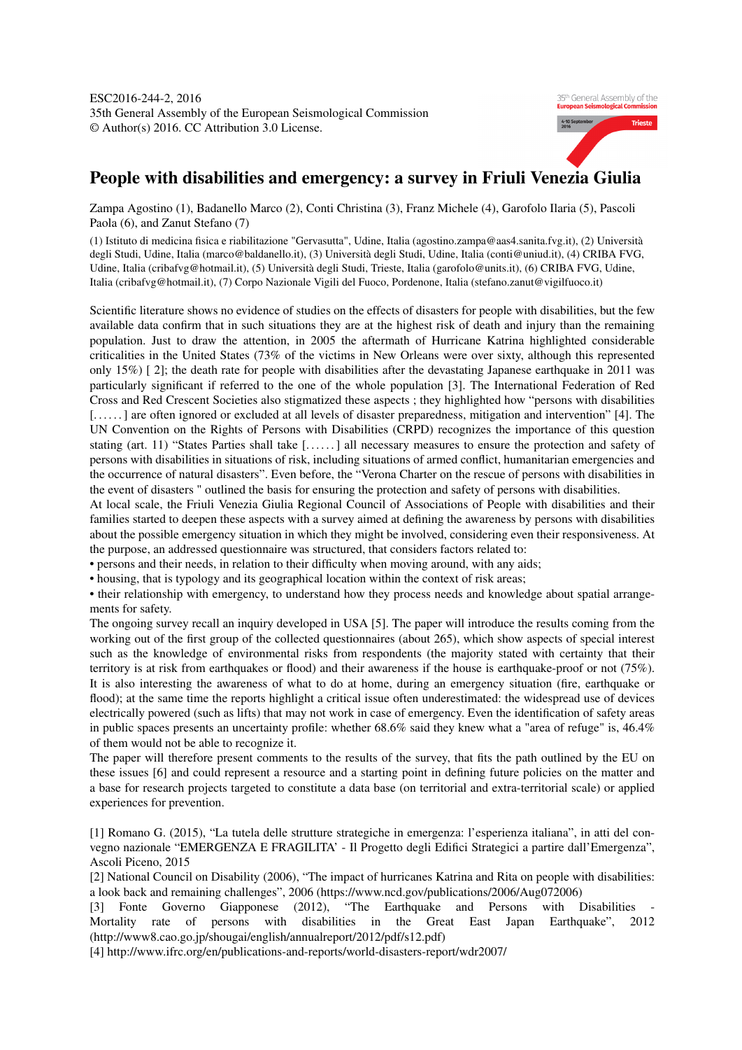ESC2016-244-2, 2016
35th General Assembly of the European Seismological Commission
© Author(s) 2016. CC Attribution 3.0 License.

# People with disabilities and emergency: a survey in Friuli Venezia Giulia

Zampa Agostino (1), Badanello Marco (2), Conti Christina (3), Franz Michele (4), Garofolo Ilaria (5), Pascoli Paola (6), and Zanut Stefano (7)

(1) Istituto di medicina fisica e riabilitazione "Gervasutta", Udine, Italia (agostino.zampa@aas4.sanita.fvg.it), (2) Università degli Studi, Udine, Italia (marco@baldanello.it), (3) Università degli Studi, Udine, Italia (conti@uniud.it), (4) CRIBA FVG, Udine, Italia (cribafvg@hotmail.it), (5) Università degli Studi, Trieste, Italia (garofolo@units.it), (6) CRIBA FVG, Udine, Italia (cribafvg@hotmail.it), (7) Corpo Nazionale Vigili del Fuoco, Pordenone, Italia (stefano.zanut@vigilfuoco.it)

Scientific literature shows no evidence of studies on the effects of disasters for people with disabilities, but the few available data confirm that in such situations they are at the highest risk of death and injury than the remaining population. Just to draw the attention, in 2005 the aftermath of Hurricane Katrina highlighted considerable criticalities in the United States (73% of the victims in New Orleans were over sixty, although this represented only 15%) [ 2]; the death rate for people with disabilities after the devastating Japanese earthquake in 2011 was particularly significant if referred to the one of the whole population [3]. The International Federation of Red Cross and Red Crescent Societies also stigmatized these aspects ; they highlighted how "persons with disabilities [. . . . . . ] are often ignored or excluded at all levels of disaster preparedness, mitigation and intervention" [4]. The UN Convention on the Rights of Persons with Disabilities (CRPD) recognizes the importance of this question stating (art. 11) "States Parties shall take [. . . . . . ] all necessary measures to ensure the protection and safety of persons with disabilities in situations of risk, including situations of armed conflict, humanitarian emergencies and the occurrence of natural disasters". Even before, the "Verona Charter on the rescue of persons with disabilities in the event of disasters " outlined the basis for ensuring the protection and safety of persons with disabilities.
At local scale, the Friuli Venezia Giulia Regional Council of Associations of People with disabilities and their families started to deepen these aspects with a survey aimed at defining the awareness by persons with disabilities about the possible emergency situation in which they might be involved, considering even their responsiveness. At the purpose, an addressed questionnaire was structured, that considers factors related to:

- persons and their needs, in relation to their difficulty when moving around, with any aids;
- housing, that is typology and its geographical location within the context of risk areas;
- their relationship with emergency, to understand how they process needs and knowledge about spatial arrangements for safety.

The ongoing survey recall an inquiry developed in USA [5]. The paper will introduce the results coming from the working out of the first group of the collected questionnaires (about 265), which show aspects of special interest such as the knowledge of environmental risks from respondents (the majority stated with certainty that their territory is at risk from earthquakes or flood) and their awareness if the house is earthquake-proof or not (75%). It is also interesting the awareness of what to do at home, during an emergency situation (fire, earthquake or flood); at the same time the reports highlight a critical issue often underestimated: the widespread use of devices electrically powered (such as lifts) that may not work in case of emergency. Even the identification of safety areas in public spaces presents an uncertainty profile: whether 68.6% said they knew what a "area of refuge" is, 46.4% of them would not be able to recognize it.
The paper will therefore present comments to the results of the survey, that fits the path outlined by the EU on these issues [6] and could represent a resource and a starting point in defining future policies on the matter and a base for research projects targeted to constitute a data base (on territorial and extra-territorial scale) or applied experiences for prevention.

[1] Romano G. (2015), "La tutela delle strutture strategiche in emergenza: l'esperienza italiana", in atti del convegno nazionale "EMERGENZA E FRAGILITA' - Il Progetto degli Edifici Strategici a partire dall'Emergenza", Ascoli Piceno, 2015
[2] National Council on Disability (2006), "The impact of hurricanes Katrina and Rita on people with disabilities: a look back and remaining challenges", 2006 (https://www.ncd.gov/publications/2006/Aug072006)
[3] Fonte Governo Giapponese (2012), "The Earthquake and Persons with Disabilities - Mortality rate of persons with disabilities in the Great East Japan Earthquake", 2012 (http://www8.cao.go.jp/shougai/english/annualreport/2012/pdf/s12.pdf)
[4] http://www.ifrc.org/en/publications-and-reports/world-disasters-report/wdr2007/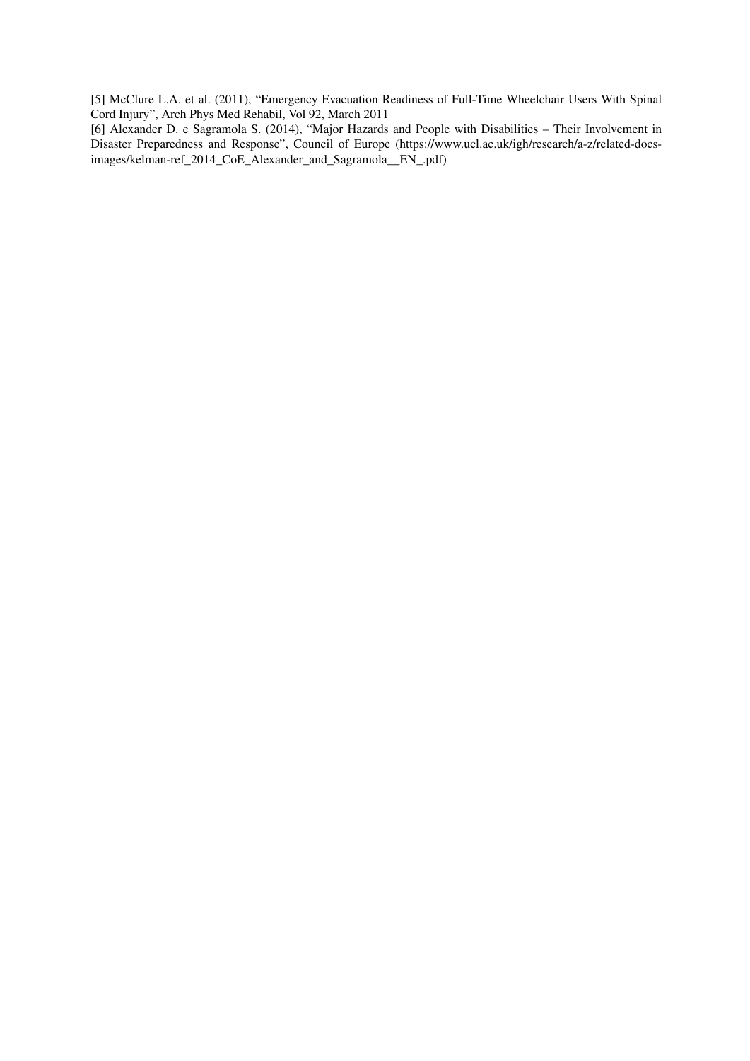[5] McClure L.A. et al. (2011), "Emergency Evacuation Readiness of Full-Time Wheelchair Users With Spinal Cord Injury", Arch Phys Med Rehabil, Vol 92, March 2011

[6] Alexander D. e Sagramola S. (2014), "Major Hazards and People with Disabilities – Their Involvement in Disaster Preparedness and Response", Council of Europe (https://www.ucl.ac.uk/igh/research/a-z/related-docs-images/kelman-ref_2014_CoE_Alexander_and_Sagramola__EN_.pdf)